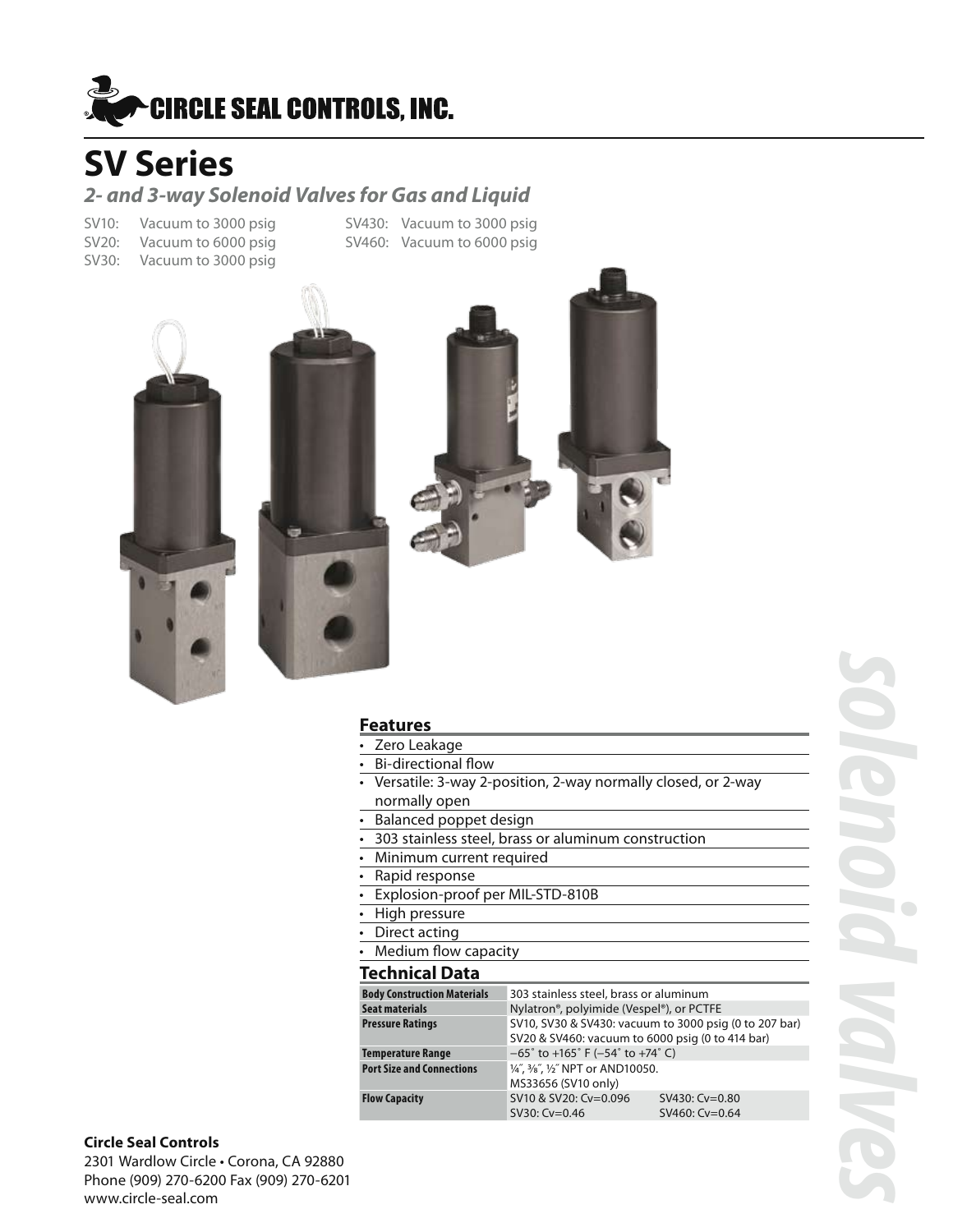# CIRCLE SEAL CONTROLS, INC.

# SV Series

## *2- and 3-way Solenoid Valves for Gas and Liquid*

SV10: Vacuum to 3000 psig
SV20: Vacuum to 6000 psig
SV30: Vacuum to 3000 psig
SV430: Vacuum to 3000 psig
SV460: Vacuum to 6000 psig

### Features

- Zero Leakage
- Bi-directional flow
- Versatile: 3-way 2-position, 2-way normally closed, or 2-way normally open
- Balanced poppet design
- 303 stainless steel, brass or aluminum construction
- Minimum current required
- Rapid response
- Explosion-proof per MIL-STD-810B
- High pressure
- Direct acting
- Medium flow capacity

### Technical Data

| | | |
|---|---|---|
| **Body Construction Materials** | 303 stainless steel, brass or aluminum | |
| **Seat materials** | Nylatron®, polyimide (Vespel®), or PCTFE | |
| **Pressure Ratings** | SV10, SV30 & SV430: vacuum to 3000 psig (0 to 207 bar)<br>SV20 & SV460: vacuum to 6000 psig (0 to 414 bar) | |
| **Temperature Range** | −65˚ to +165˚ F (−54˚ to +74˚ C) | |
| **Port Size and Connections** | ¼″, ⅜″, ½″ NPT or AND10050.<br>MS33656 (SV10 only) | |
| **Flow Capacity** | SV10 & SV20: Cv=0.096<br>SV30: Cv=0.46 | SV430: Cv=0.80<br>SV460: Cv=0.64 |

*solenoid valves*

**Circle Seal Controls**
2301 Wardlow Circle • Corona, CA 92880
Phone (909) 270-6200 Fax (909) 270-6201
www.circle-seal.com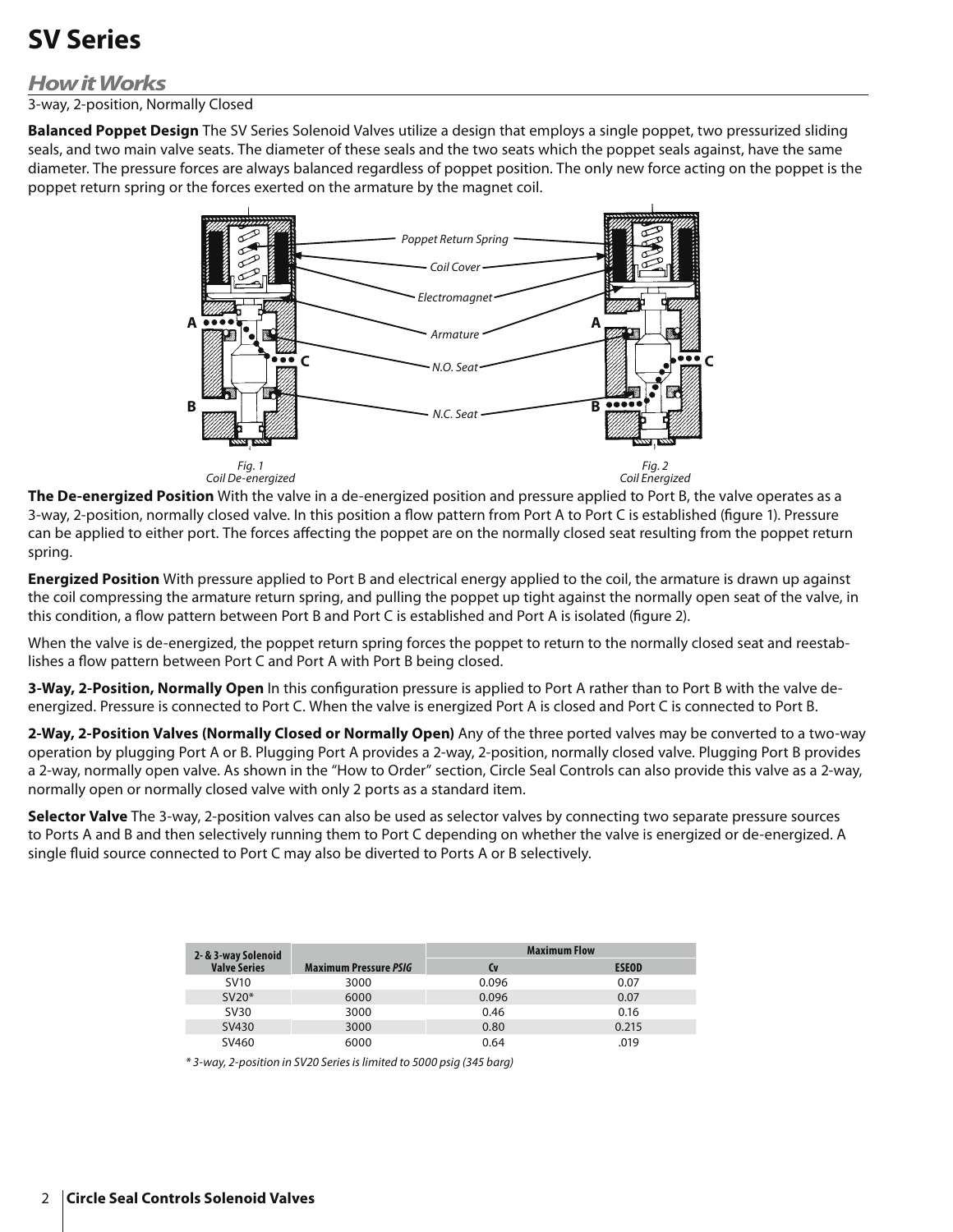# SV Series

## How it Works

3-way, 2-position, Normally Closed

**Balanced Poppet Design** The SV Series Solenoid Valves utilize a design that employs a single poppet, two pressurized sliding seals, and two main valve seats. The diameter of these seals and the two seats which the poppet seals against, have the same diameter. The pressure forces are always balanced regardless of poppet position. The only new force acting on the poppet is the poppet return spring or the forces exerted on the armature by the magnet coil.

Poppet Return Spring
Coil Cover
Electromagnet
Armature
N.O. Seat
N.C. Seat

Fig. 1
Coil De-energized

Fig. 2
Coil Energized

**The De-energized Position** With the valve in a de-energized position and pressure applied to Port B, the valve operates as a 3-way, 2-position, normally closed valve. In this position a flow pattern from Port A to Port C is established (figure 1). Pressure can be applied to either port. The forces affecting the poppet are on the normally closed seat resulting from the poppet return spring.

**Energized Position** With pressure applied to Port B and electrical energy applied to the coil, the armature is drawn up against the coil compressing the armature return spring, and pulling the poppet up tight against the normally open seat of the valve, in this condition, a flow pattern between Port B and Port C is established and Port A is isolated (figure 2).

When the valve is de-energized, the poppet return spring forces the poppet to return to the normally closed seat and reestablishes a flow pattern between Port C and Port A with Port B being closed.

**3-Way, 2-Position, Normally Open** In this configuration pressure is applied to Port A rather than to Port B with the valve de-energized. Pressure is connected to Port C. When the valve is energized Port A is closed and Port C is connected to Port B.

**2-Way, 2-Position Valves (Normally Closed or Normally Open)** Any of the three ported valves may be converted to a two-way operation by plugging Port A or B. Plugging Port A provides a 2-way, 2-position, normally closed valve. Plugging Port B provides a 2-way, normally open valve. As shown in the "How to Order" section, Circle Seal Controls can also provide this valve as a 2-way, normally open or normally closed valve with only 2 ports as a standard item.

**Selector Valve** The 3-way, 2-position valves can also be used as selector valves by connecting two separate pressure sources to Ports A and B and then selectively running them to Port C depending on whether the valve is energized or de-energized. A single fluid source connected to Port C may also be diverted to Ports A or B selectively.

| 2- & 3-way Solenoid Valve Series | Maximum Pressure *PSIG* | Maximum Flow | |
|---|---|---|---|
| | | Cv | ESEOD |
| SV10 | 3000 | 0.096 | 0.07 |
| SV20* | 6000 | 0.096 | 0.07 |
| SV30 | 3000 | 0.46 | 0.16 |
| SV430 | 3000 | 0.80 | 0.215 |
| SV460 | 6000 | 0.64 | .019 |

*\* 3-way, 2-position in SV20 Series is limited to 5000 psig (345 barg)*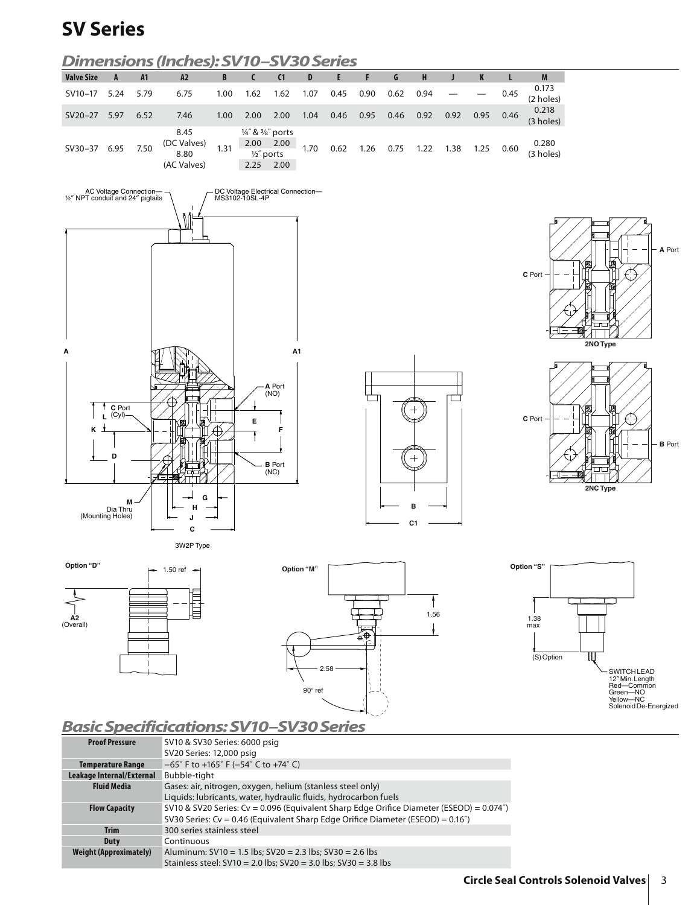# SV Series

## Dimensions (Inches): SV10–SV30 Series

| Valve Size | A | A1 | A2 | B | C | C1 | D | E | F | G | H | J | K | L | M |
|---|---|---|---|---|---|---|---|---|---|---|---|---|---|---|---|
| SV10–17 | 5.24 | 5.79 | 6.75 | 1.00 | 1.62 | 1.62 | 1.07 | 0.45 | 0.90 | 0.62 | 0.94 | — | — | 0.45 | 0.173 (2 holes) |
| SV20–27 | 5.97 | 6.52 | 7.46 | 1.00 | 2.00 | 2.00 | 1.04 | 0.46 | 0.95 | 0.46 | 0.92 | 0.92 | 0.95 | 0.46 | 0.218 (3 holes) |
| SV30–37 | 6.95 | 7.50 | 8.45 (DC Valves) 8.80 (AC Valves) | 1.31 | ¼″ & ⅜″ ports 2.00 ½″ ports 2.25 | 2.00 2.00 | 1.70 | 0.62 | 1.26 | 0.75 | 1.22 | 1.38 | 1.25 | 0.60 | 0.280 (3 holes) |

AC Voltage Connection—½″ NPT conduit and 24″ pigtails

DC Voltage Electrical Connection—MS3102-10SL-4P

3W2P Type

2NO Type

2NC Type

Option "D" — 1.50 ref; A2 (Overall)

Option "M" — 1.56; 2.58; 90° ref

Option "S" — 1.38 max; (S) Option; SWITCH LEAD 12″ Min. Length Red—Common Green—NO Yellow—NC Solenoid De-Energized

## Basic Specificications: SV10–SV30 Series

| | |
|---|---|
| **Proof Pressure** | SV10 & SV30 Series: 6000 psig<br>SV20 Series: 12,000 psig |
| **Temperature Range** | –65˚ F to +165˚ F (–54˚ C to +74˚ C) |
| **Leakage Internal/External** | Bubble-tight |
| **Fluid Media** | Gases: air, nitrogen, oxygen, helium (stanless steel only)<br>Liquids: lubricants, water, hydraulic fluids, hydrocarbon fuels |
| **Flow Capacity** | SV10 & SV20 Series: Cv = 0.096 (Equivalent Sharp Edge Orifice Diameter (ESEOD) = 0.074″)<br>SV30 Series: Cv = 0.46 (Equivalent Sharp Edge Orifice Diameter (ESEOD) = 0.16″) |
| **Trim** | 300 series stainless steel |
| **Duty** | Continuous |
| **Weight (Approximately)** | Aluminum: SV10 = 1.5 lbs; SV20 = 2.3 lbs; SV30 = 2.6 lbs<br>Stainless steel: SV10 = 2.0 lbs; SV20 = 3.0 lbs; SV30 = 3.8 lbs |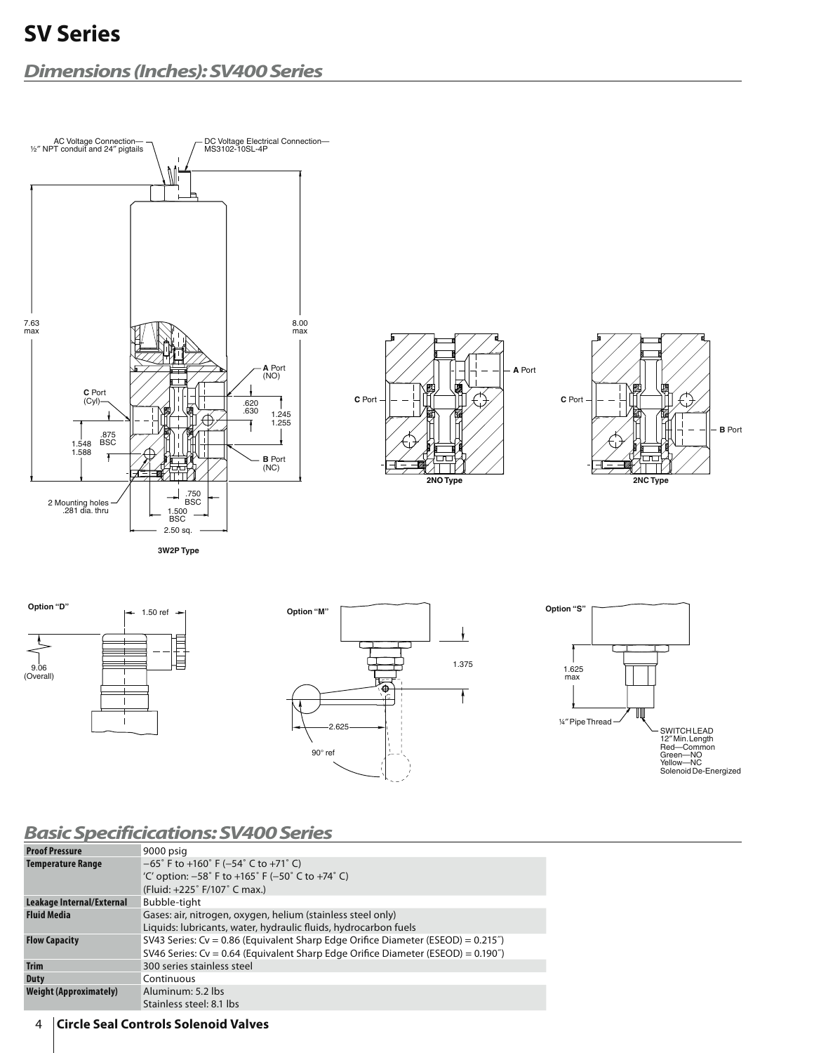## SV Series

### Dimensions (Inches): SV400 Series

AC Voltage Connection— ½″ NPT conduit and 24″ pigtails

DC Voltage Electrical Connection— MS3102-10SL-4P

7.63 max

8.00 max

**A** Port (NO)

**C** Port (Cyl)

.620 .630

1.245 1.255

.875 BSC

1.548 1.588

**B** Port (NC)

2 Mounting holes .281 dia. thru

.750 BSC

1.500 BSC

2.50 sq.

**3W2P Type**

**C** Port — **A** Port

**2NO Type**

**C** Port — **B** Port

**2NC Type**

**Option "D"**

1.50 ref

9.06 (Overall)

**Option "M"**

1.375

2.625

90° ref

**Option "S"**

1.625 max

¼″ Pipe Thread

SWITCH LEAD
12″ Min. Length
Red—Common
Green—NO
Yellow—NC
Solenoid De-Energized

### Basic Specificications: SV400 Series

| | |
|---|---|
| **Proof Pressure** | 9000 psig |
| **Temperature Range** | –65˚ F to +160˚ F (–54˚ C to +71˚ C)<br>'C' option: –58˚ F to +165˚ F (–50˚ C to +74˚ C)<br>(Fluid: +225˚ F/107˚ C max.) |
| **Leakage Internal/External** | Bubble-tight |
| **Fluid Media** | Gases: air, nitrogen, oxygen, helium (stainless steel only)<br>Liquids: lubricants, water, hydraulic fluids, hydrocarbon fuels |
| **Flow Capacity** | SV43 Series: Cv = 0.86 (Equivalent Sharp Edge Orifice Diameter (ESEOD) = 0.215″)<br>SV46 Series: Cv = 0.64 (Equivalent Sharp Edge Orifice Diameter (ESEOD) = 0.190″) |
| **Trim** | 300 series stainless steel |
| **Duty** | Continuous |
| **Weight (Approximately)** | Aluminum: 5.2 lbs<br>Stainless steel: 8.1 lbs |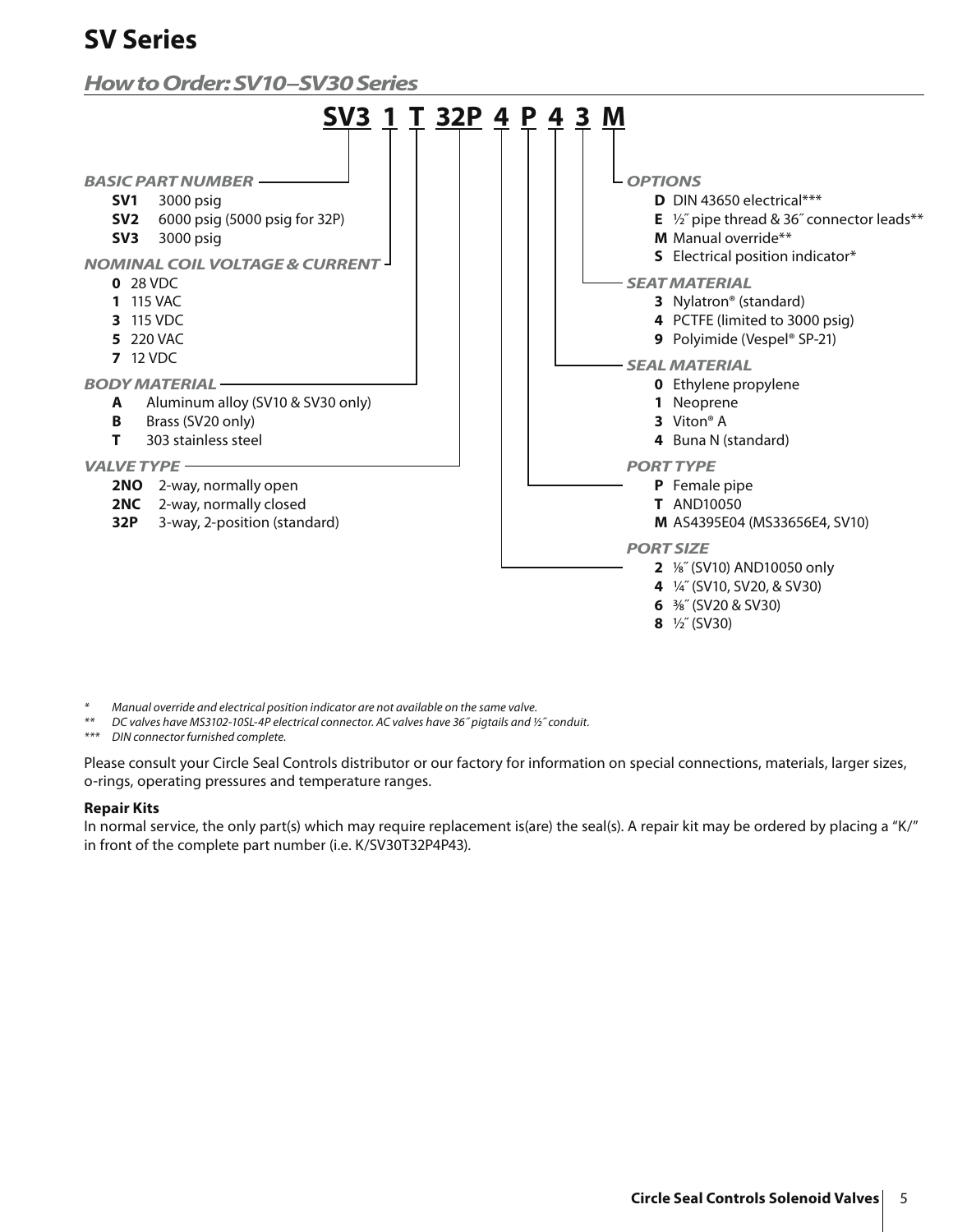# SV Series

## How to Order: SV10–SV30 Series

**SV3 1 T 32P 4 P 4 3 M**

***BASIC PART NUMBER***

- **SV1** 3000 psig
- **SV2** 6000 psig (5000 psig for 32P)
- **SV3** 3000 psig

***NOMINAL COIL VOLTAGE & CURRENT***

- **0** 28 VDC
- **1** 115 VAC
- **3** 115 VDC
- **5** 220 VAC
- **7** 12 VDC

***BODY MATERIAL***

- **A** Aluminum alloy (SV10 & SV30 only)
- **B** Brass (SV20 only)
- **T** 303 stainless steel

***VALVE TYPE***

- **2NO** 2-way, normally open
- **2NC** 2-way, normally closed
- **32P** 3-way, 2-position (standard)

***OPTIONS***

- **D** DIN 43650 electrical***
- **E** ½″ pipe thread & 36″ connector leads**
- **M** Manual override**
- **S** Electrical position indicator*

***SEAT MATERIAL***

- **3** Nylatron® (standard)
- **4** PCTFE (limited to 3000 psig)
- **9** Polyimide (Vespel® SP-21)

***SEAL MATERIAL***

- **0** Ethylene propylene
- **1** Neoprene
- **3** Viton® A
- **4** Buna N (standard)

***PORT TYPE***

- **P** Female pipe
- **T** AND10050
- **M** AS4395E04 (MS33656E4, SV10)

***PORT SIZE***

- **2** ⅛″ (SV10) AND10050 only
- **4** ¼″ (SV10, SV20, & SV30)
- **6** ⅜″ (SV20 & SV30)
- **8** ½″ (SV30)

*\* Manual override and electrical position indicator are not available on the same valve.*
*\*\* DC valves have MS3102-10SL-4P electrical connector. AC valves have 36″ pigtails and ½″ conduit.*
*\*\*\* DIN connector furnished complete.*

Please consult your Circle Seal Controls distributor or our factory for information on special connections, materials, larger sizes, o-rings, operating pressures and temperature ranges.

**Repair Kits**

In normal service, the only part(s) which may require replacement is(are) the seal(s). A repair kit may be ordered by placing a "K/" in front of the complete part number (i.e. K/SV30T32P4P43).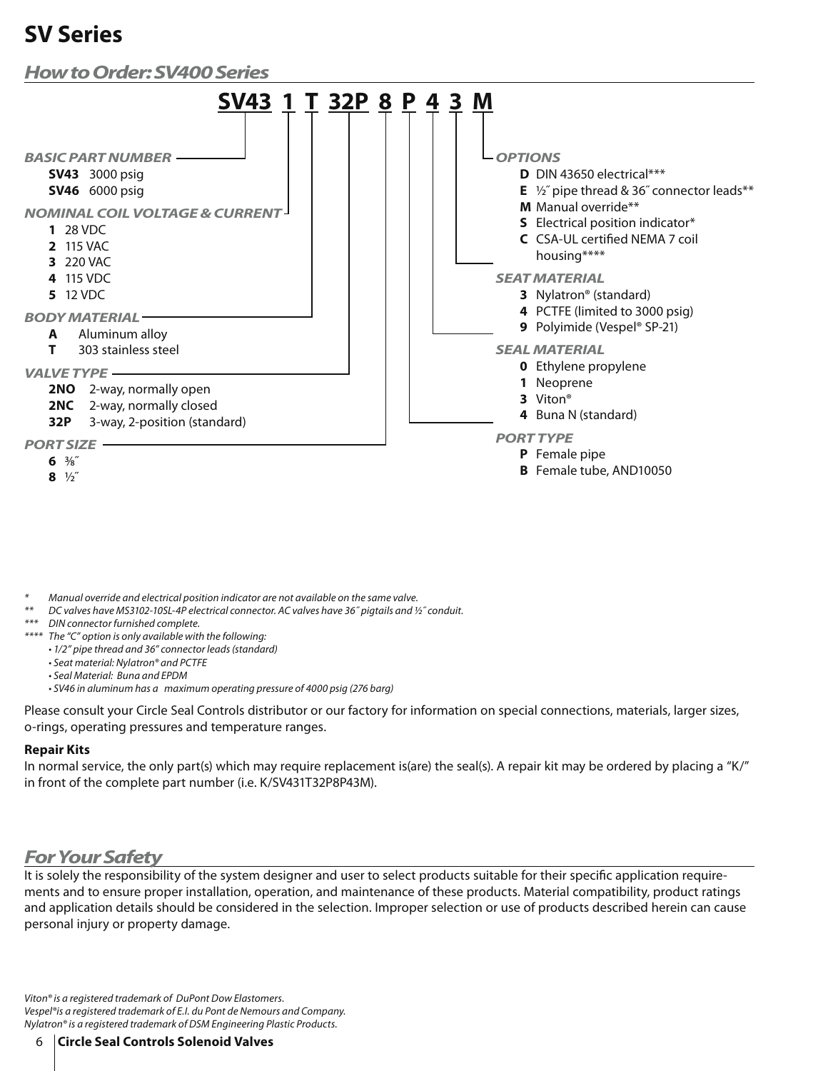# SV Series

## *How to Order: SV400 Series*

**SV43 1 T 32P 8 P 4 3 M**

***BASIC PART NUMBER***

- **SV43** 3000 psig
- **SV46** 6000 psig

***NOMINAL COIL VOLTAGE & CURRENT***

- **1** 28 VDC
- **2** 115 VAC
- **3** 220 VAC
- **4** 115 VDC
- **5** 12 VDC

***BODY MATERIAL***

- **A** Aluminum alloy
- **T** 303 stainless steel

***VALVE TYPE***

- **2NO** 2-way, normally open
- **2NC** 2-way, normally closed
- **32P** 3-way, 2-position (standard)

***PORT SIZE***

- **6** ⅜″
- **8** ½″

***OPTIONS***

- **D** DIN 43650 electrical***
- **E** ½″ pipe thread & 36″ connector leads**
- **M** Manual override**
- **S** Electrical position indicator*
- **C** CSA-UL certified NEMA 7 coil housing****

***SEAT MATERIAL***

- **3** Nylatron® (standard)
- **4** PCTFE (limited to 3000 psig)
- **9** Polyimide (Vespel® SP-21)

***SEAL MATERIAL***

- **0** Ethylene propylene
- **1** Neoprene
- **3** Viton®
- **4** Buna N (standard)

***PORT TYPE***

- **P** Female pipe
- **B** Female tube, AND10050

*\* Manual override and electrical position indicator are not available on the same valve.*
*\*\* DC valves have MS3102-10SL-4P electrical connector. AC valves have 36″ pigtails and ½″ conduit.*
*\*\*\* DIN connector furnished complete.*
*\*\*\*\* The "C" option is only available with the following:*

- *1/2" pipe thread and 36" connector leads (standard)*
- *Seat material: Nylatron® and PCTFE*
- *Seal Material: Buna and EPDM*
- *SV46 in aluminum has a maximum operating pressure of 4000 psig (276 barg)*

Please consult your Circle Seal Controls distributor or our factory for information on special connections, materials, larger sizes, o-rings, operating pressures and temperature ranges.

**Repair Kits**

In normal service, the only part(s) which may require replacement is(are) the seal(s). A repair kit may be ordered by placing a "K/" in front of the complete part number (i.e. K/SV431T32P8P43M).

## *For Your Safety*

It is solely the responsibility of the system designer and user to select products suitable for their specific application requirements and to ensure proper installation, operation, and maintenance of these products. Material compatibility, product ratings and application details should be considered in the selection. Improper selection or use of products described herein can cause personal injury or property damage.

*Viton® is a registered trademark of DuPont Dow Elastomers.*
*Vespel® is a registered trademark of E.I. du Pont de Nemours and Company.*
*Nylatron® is a registered trademark of DSM Engineering Plastic Products.*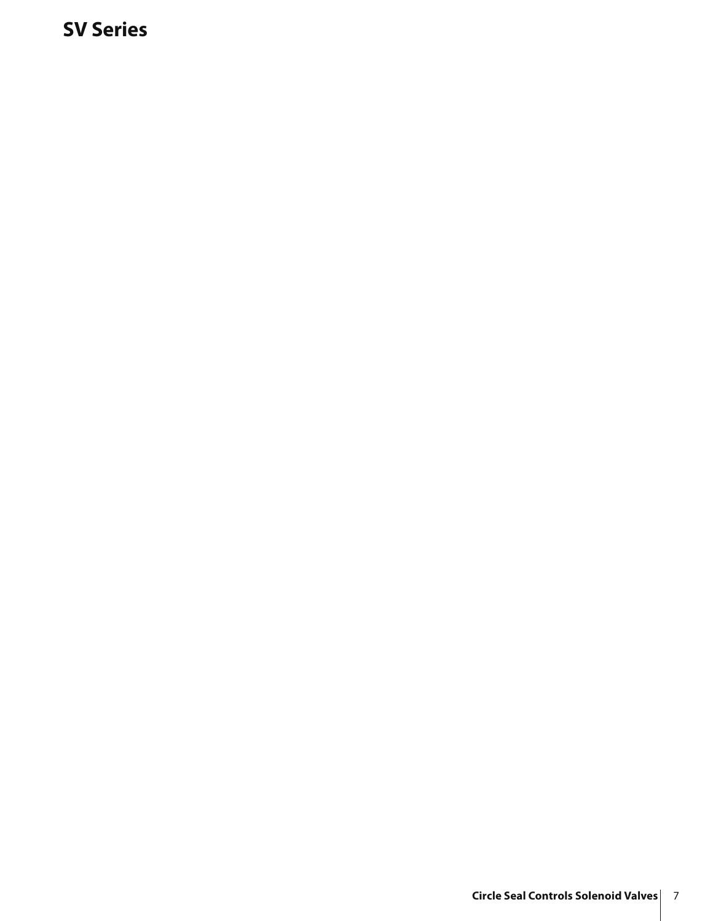# SV Series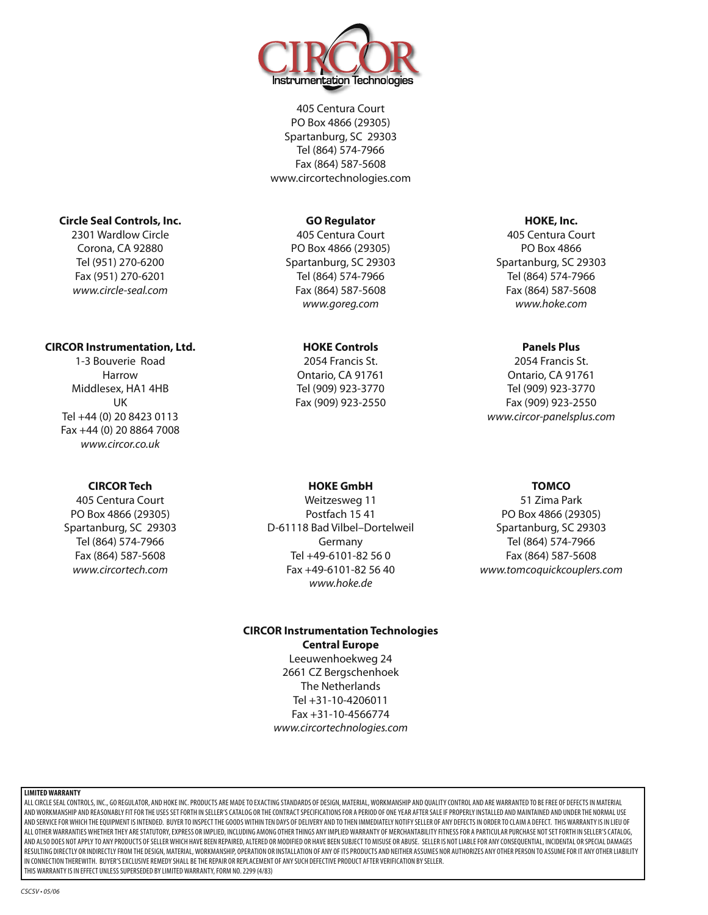CIRCOR
Instrumentation Technologies

405 Centura Court
PO Box 4866 (29305)
Spartanburg, SC 29303
Tel (864) 574-7966
Fax (864) 587-5608
www.circortechnologies.com

**Circle Seal Controls, Inc.**
2301 Wardlow Circle
Corona, CA 92880
Tel (951) 270-6200
Fax (951) 270-6201
*www.circle-seal.com*

**GO Regulator**
405 Centura Court
PO Box 4866 (29305)
Spartanburg, SC 29303
Tel (864) 574-7966
Fax (864) 587-5608
*www.goreg.com*

**HOKE, Inc.**
405 Centura Court
PO Box 4866
Spartanburg, SC 29303
Tel (864) 574-7966
Fax (864) 587-5608
*www.hoke.com*

**CIRCOR Instrumentation, Ltd.**
1-3 Bouverie Road
Harrow
Middlesex, HA1 4HB
UK
Tel +44 (0) 20 8423 0113
Fax +44 (0) 20 8864 7008
*www.circor.co.uk*

**HOKE Controls**
2054 Francis St.
Ontario, CA 91761
Tel (909) 923-3770
Fax (909) 923-2550

**Panels Plus**
2054 Francis St.
Ontario, CA 91761
Tel (909) 923-3770
Fax (909) 923-2550
*www.circor-panelsplus.com*

**CIRCOR Tech**
405 Centura Court
PO Box 4866 (29305)
Spartanburg, SC 29303
Tel (864) 574-7966
Fax (864) 587-5608
*www.circortech.com*

**HOKE GmbH**
Weitzesweg 11
Postfach 15 41
D-61118 Bad Vilbel–Dortelweil
Germany
Tel +49-6101-82 56 0
Fax +49-6101-82 56 40
*www.hoke.de*

**TOMCO**
51 Zima Park
PO Box 4866 (29305)
Spartanburg, SC 29303
Tel (864) 574-7966
Fax (864) 587-5608
*www.tomcoquickcouplers.com*

**CIRCOR Instrumentation Technologies**
**Central Europe**
Leeuwenhoekweg 24
2661 CZ Bergschenhoek
The Netherlands
Tel +31-10-4206011
Fax +31-10-4566774
*www.circortechnologies.com*

**LIMITED WARRANTY**

ALL CIRCLE SEAL CONTROLS, INC., GO REGULATOR, AND HOKE INC. PRODUCTS ARE MADE TO EXACTING STANDARDS OF DESIGN, MATERIAL, WORKMANSHIP AND QUALITY CONTROL AND ARE WARRANTED TO BE FREE OF DEFECTS IN MATERIAL AND WORKMANSHIP AND REASONABLY FIT FOR THE USES SET FORTH IN SELLER'S CATALOG OR THE CONTRACT SPECIFICATIONS FOR A PERIOD OF ONE YEAR AFTER SALE IF PROPERLY INSTALLED AND MAINTAINED AND UNDER THE NORMAL USE AND SERVICE FOR WHICH THE EQUIPMENT IS INTENDED. BUYER TO INSPECT THE GOODS WITHIN TEN DAYS OF DELIVERY AND TO THEN IMMEDIATELY NOTIFY SELLER OF ANY DEFECTS IN ORDER TO CLAIM A DEFECT. THIS WARRANTY IS IN LIEU OF ALL OTHER WARRANTIES WHETHER THEY ARE STATUTORY, EXPRESS OR IMPLIED, INCLUDING AMONG OTHER THINGS ANY IMPLIED WARRANTY OF MERCHANTABILITY FITNESS FOR A PARTICULAR PURCHASE NOT SET FORTH IN SELLER'S CATALOG, AND ALSO DOES NOT APPLY TO ANY PRODUCTS OF SELLER WHICH HAVE BEEN REPAIRED, ALTERED OR MODIFIED OR HAVE BEEN SUBJECT TO MISUSE OR ABUSE. SELLER IS NOT LIABLE FOR ANY CONSEQUENTIAL, INCIDENTAL OR SPECIAL DAMAGES RESULTING DIRECTLY OR INDIRECTLY FROM THE DESIGN, MATERIAL, WORKMANSHIP, OPERATION OR INSTALLATION OF ANY OF ITS PRODUCTS AND NEITHER ASSUMES NOR AUTHORIZES ANY OTHER PERSON TO ASSUME FOR IT ANY OTHER LIABILITY IN CONNECTION THEREWITH. BUYER'S EXCLUSIVE REMEDY SHALL BE THE REPAIR OR REPLACEMENT OF ANY SUCH DEFECTIVE PRODUCT AFTER VERIFICATION BY SELLER.
THIS WARRANTY IS IN EFFECT UNLESS SUPERSEDED BY LIMITED WARRANTY, FORM NO. 2299 (4/83)

*CSCSV • 05/06*